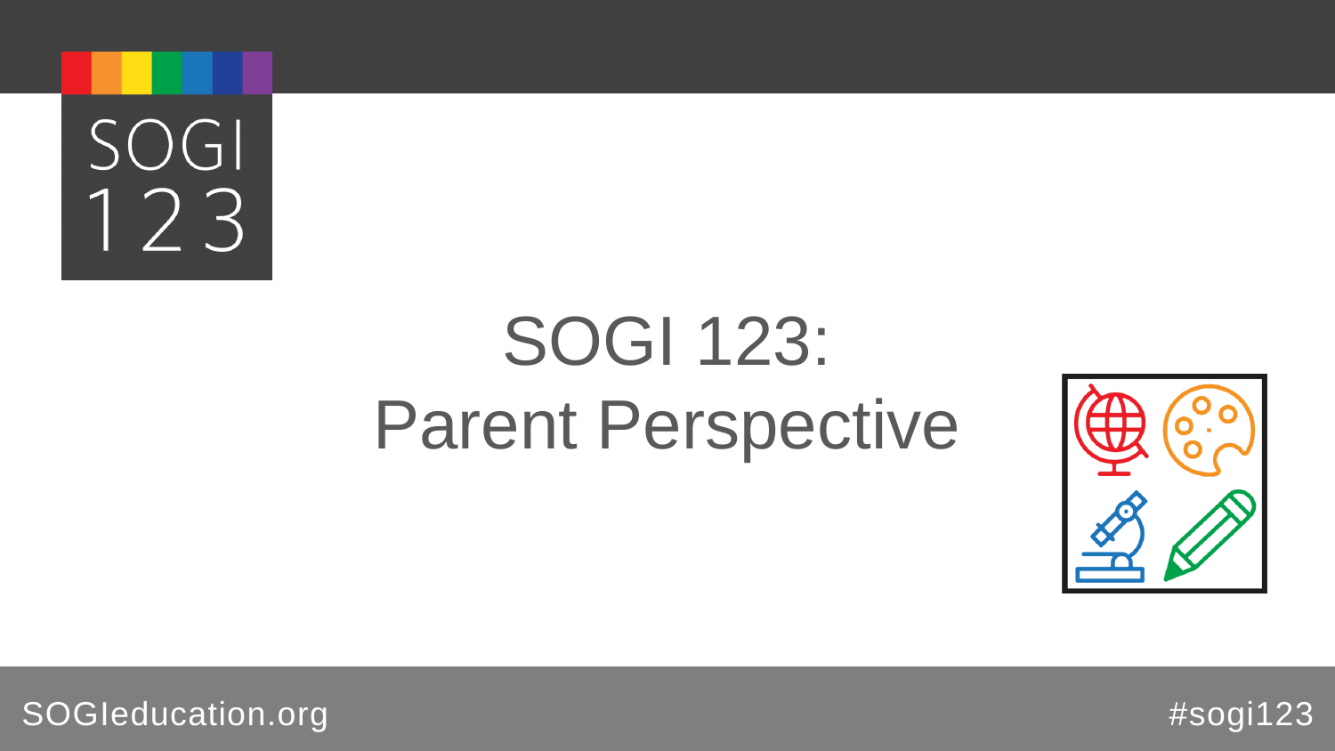# SOGI 123: Parent Perspective

SOGIeducation.org

#sogi123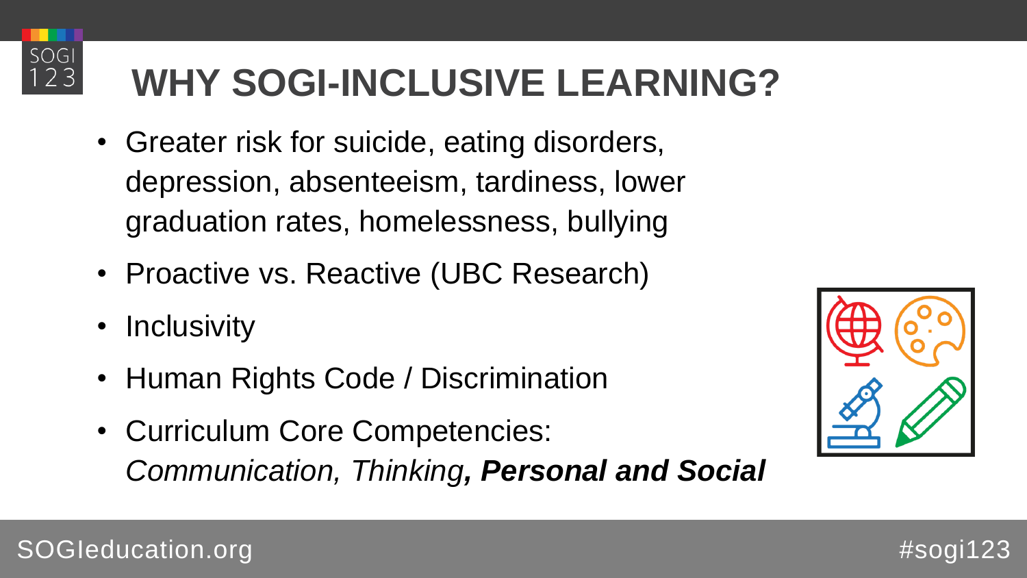# WHY SOGI-INCLUSIVE LEARNING?

- Greater risk for suicide, eating disorders, depression, absenteeism, tardiness, lower graduation rates, homelessness, bullying
- Proactive vs. Reactive (UBC Research)
- Inclusivity
- Human Rights Code / Discrimination
- Curriculum Core Competencies: *Communication, Thinking****, Personal and Social***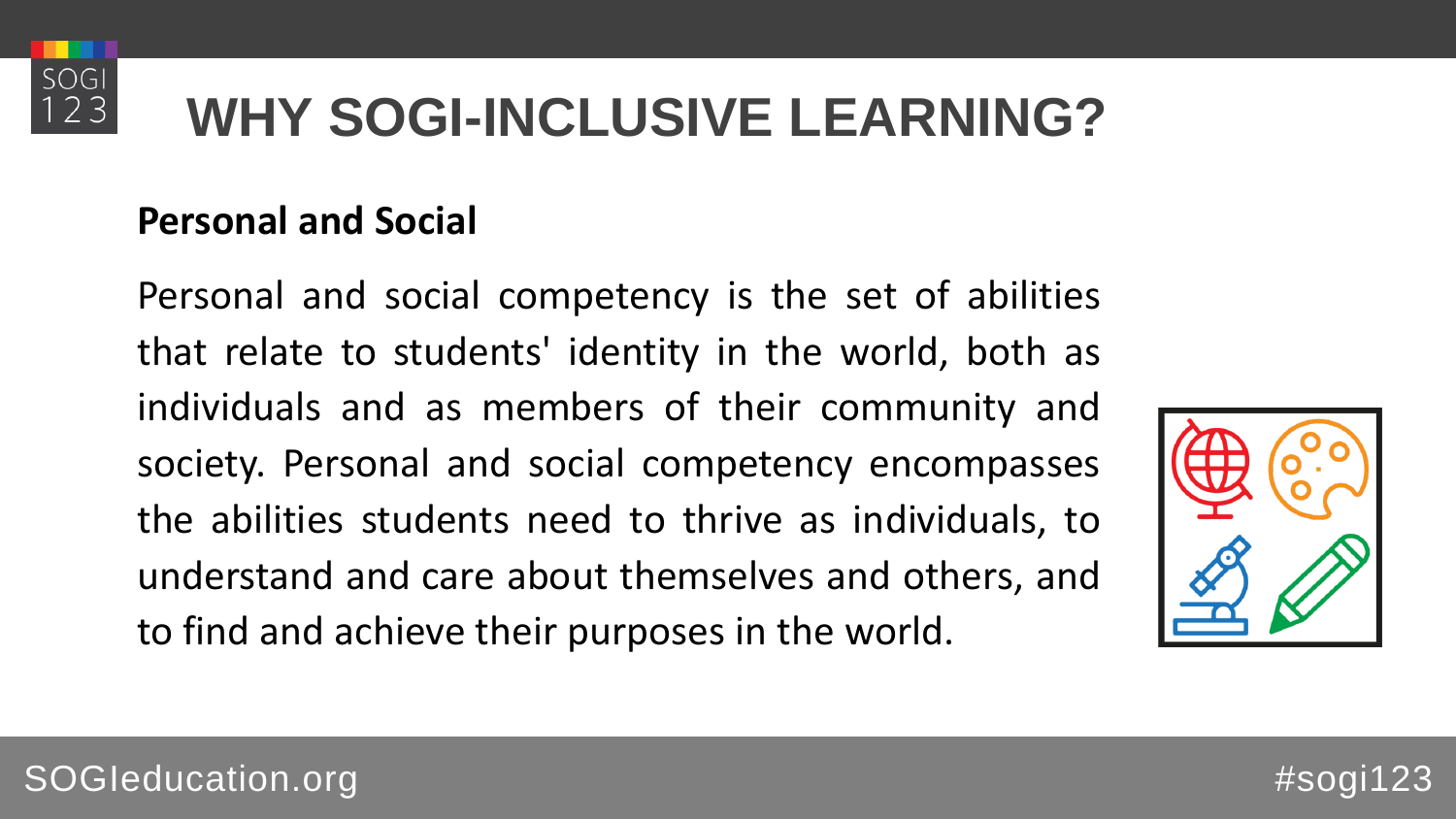# WHY SOGI-INCLUSIVE LEARNING?

**Personal and Social**

Personal and social competency is the set of abilities that relate to students' identity in the world, both as individuals and as members of their community and society. Personal and social competency encompasses the abilities students need to thrive as individuals, to understand and care about themselves and others, and to find and achieve their purposes in the world.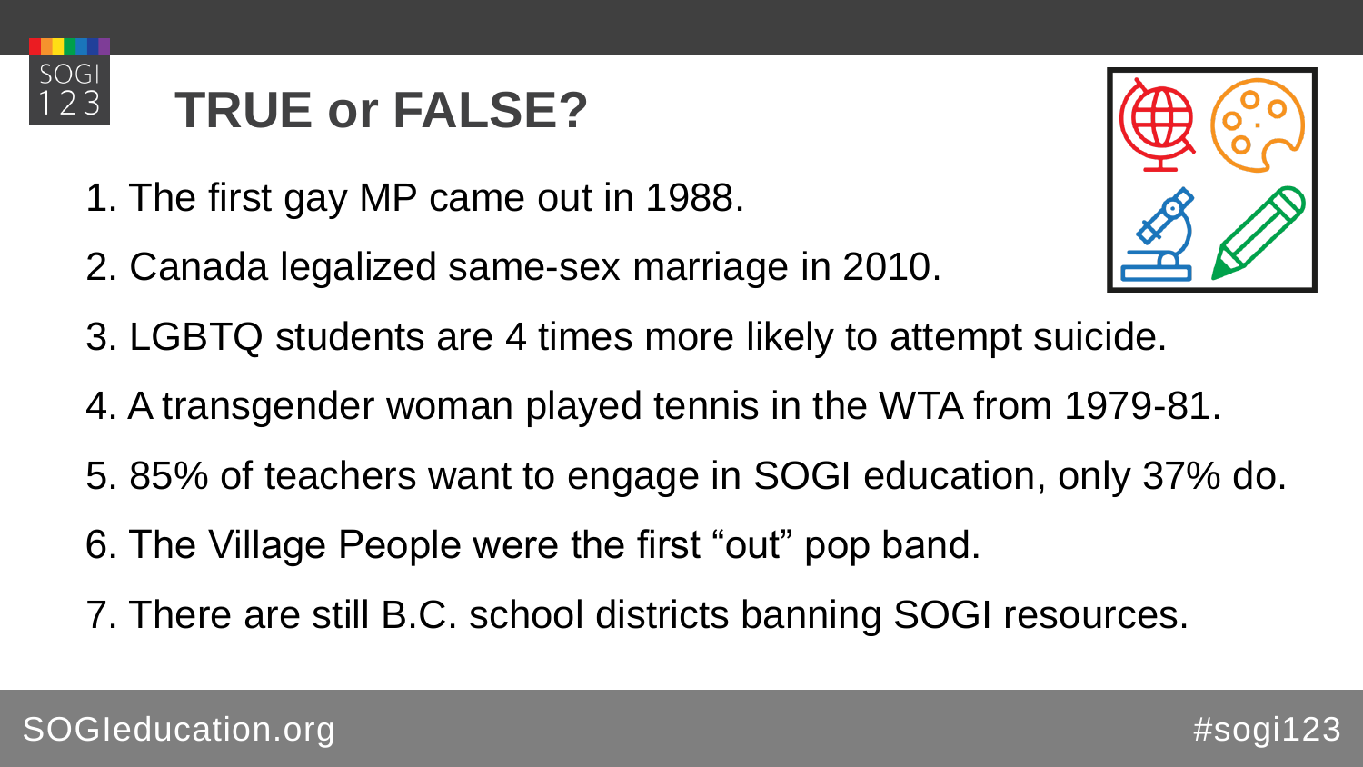# TRUE or FALSE?

1. The first gay MP came out in 1988.
2. Canada legalized same-sex marriage in 2010.
3. LGBTQ students are 4 times more likely to attempt suicide.
4. A transgender woman played tennis in the WTA from 1979-81.
5. 85% of teachers want to engage in SOGI education, only 37% do.
6. The Village People were the first “out” pop band.
7. There are still B.C. school districts banning SOGI resources.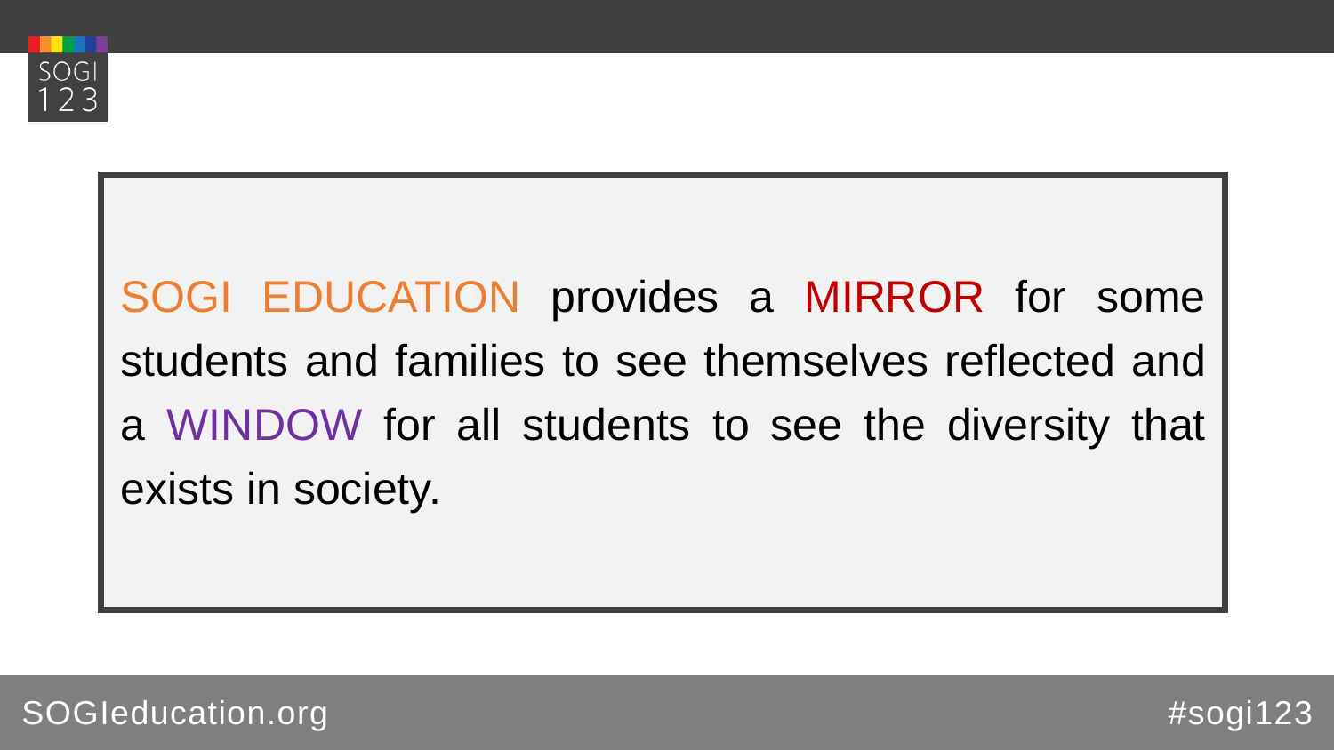SOGI EDUCATION provides a MIRROR for some students and families to see themselves reflected and a WINDOW for all students to see the diversity that exists in society.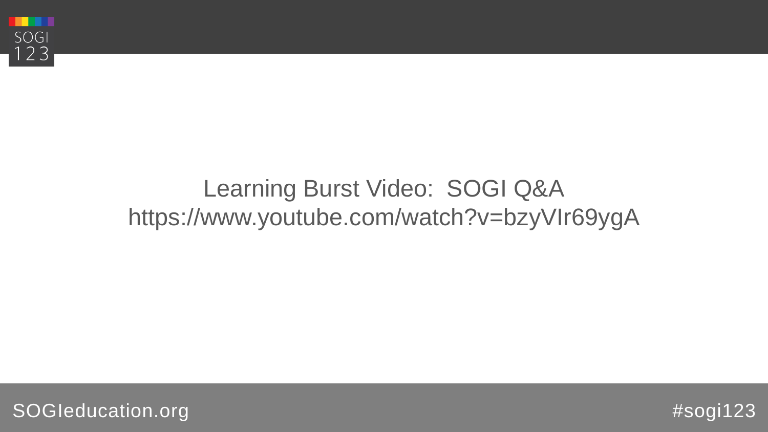Learning Burst Video: SOGI Q&A

https://www.youtube.com/watch?v=bzyVIr69ygA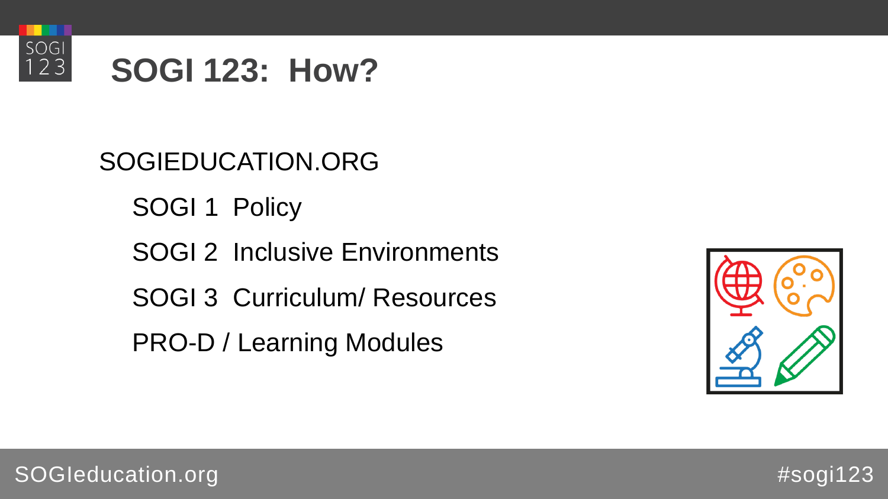# SOGI 123: How?

SOGIEDUCATION.ORG

- SOGI 1 Policy
- SOGI 2 Inclusive Environments
- SOGI 3 Curriculum/ Resources
- PRO-D / Learning Modules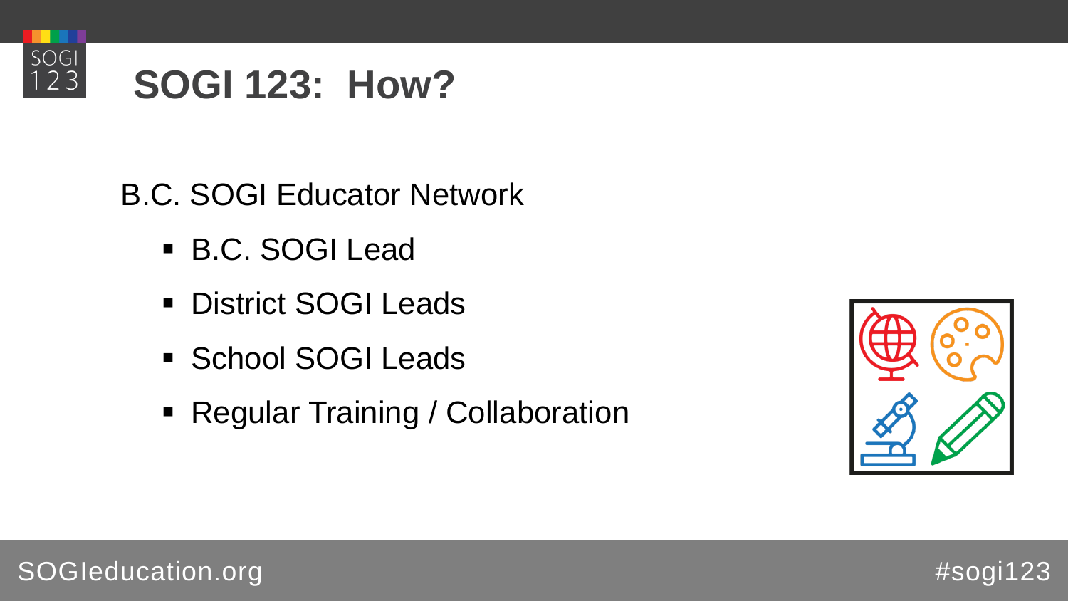# SOGI 123: How?

B.C. SOGI Educator Network

- B.C. SOGI Lead
- District SOGI Leads
- School SOGI Leads
- Regular Training / Collaboration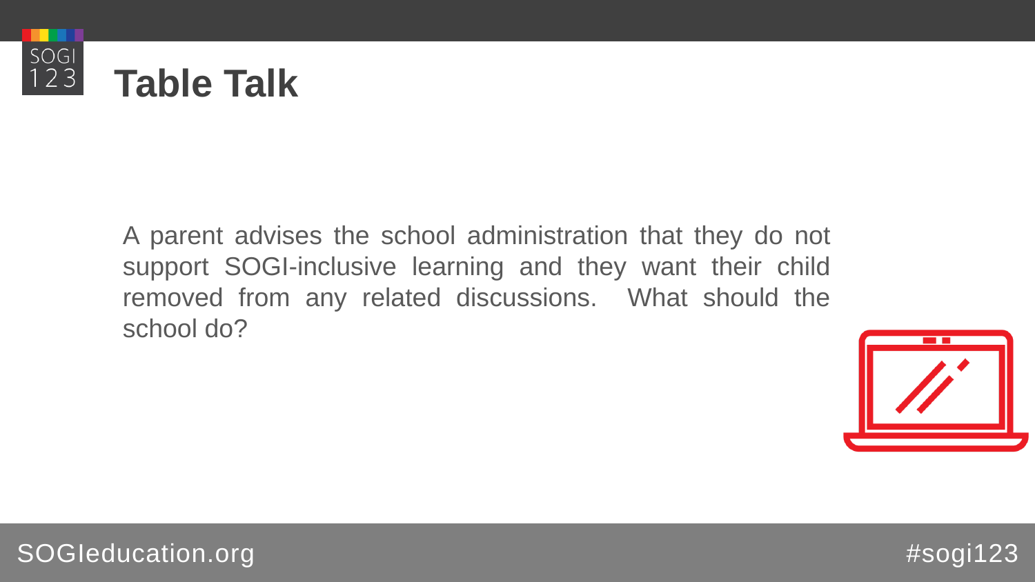# Table Talk

A parent advises the school administration that they do not support SOGI-inclusive learning and they want their child removed from any related discussions. What should the school do?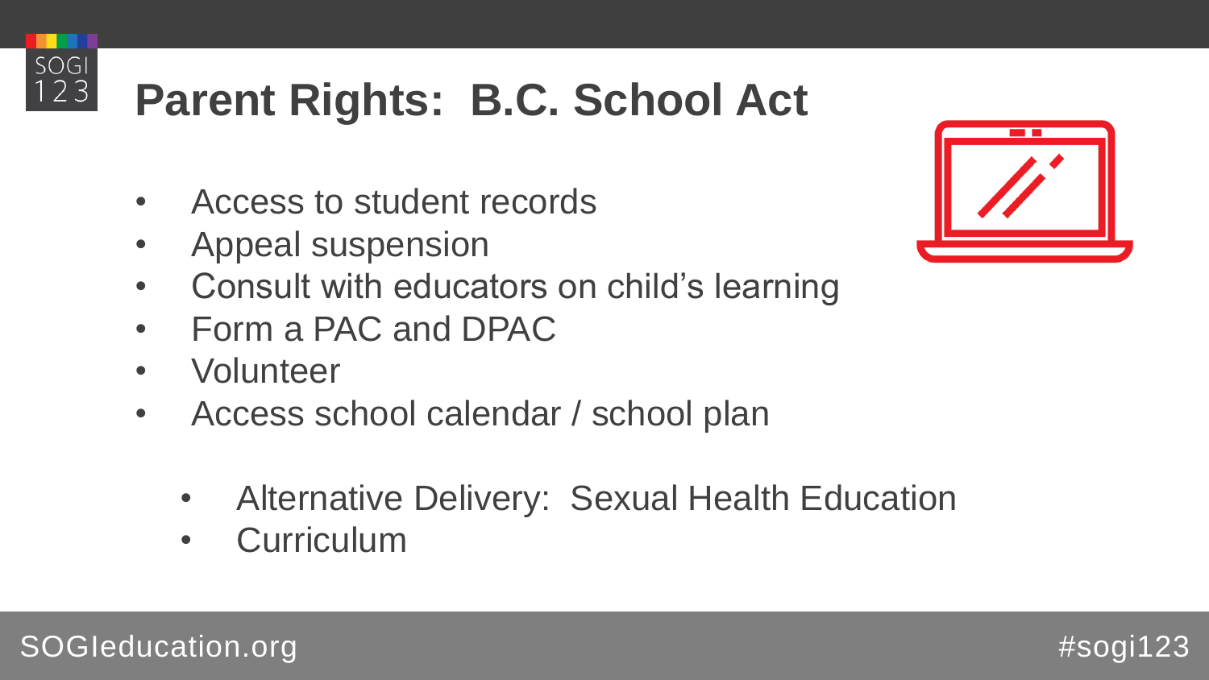# Parent Rights: B.C. School Act

- Access to student records
- Appeal suspension
- Consult with educators on child's learning
- Form a PAC and DPAC
- Volunteer
- Access school calendar / school plan

  - Alternative Delivery: Sexual Health Education
  - Curriculum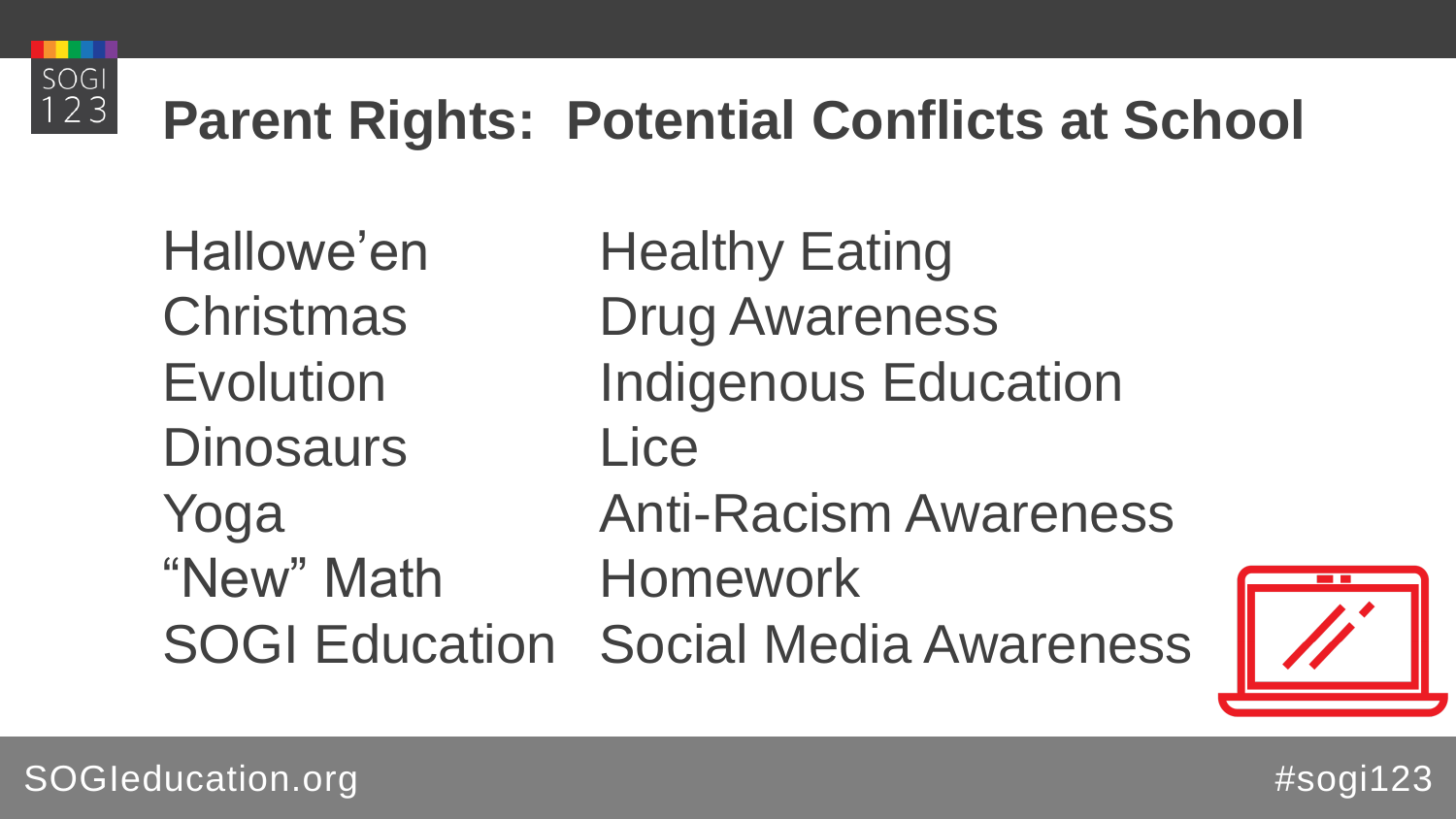# Parent Rights: Potential Conflicts at School

- Hallowe'en
- Christmas
- Evolution
- Dinosaurs
- Yoga
- "New" Math
- SOGI Education
- Healthy Eating
- Drug Awareness
- Indigenous Education
- Lice
- Anti-Racism Awareness
- Homework
- Social Media Awareness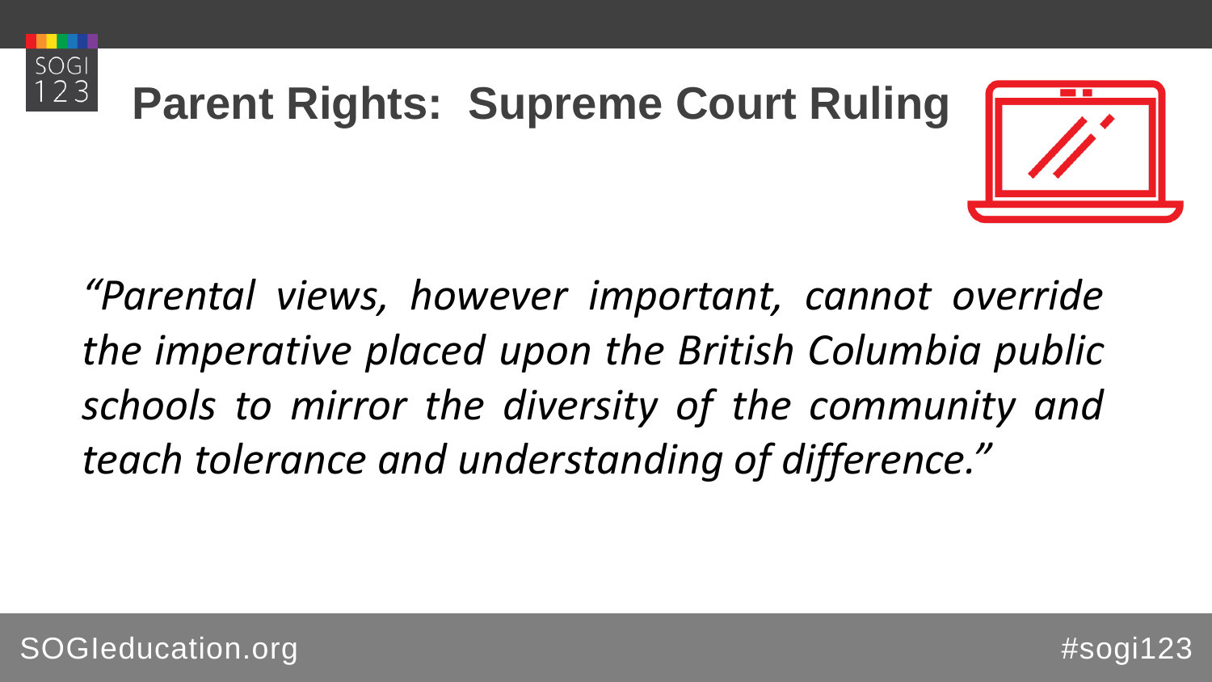# Parent Rights: Supreme Court Ruling

*"Parental views, however important, cannot override the imperative placed upon the British Columbia public schools to mirror the diversity of the community and teach tolerance and understanding of difference."*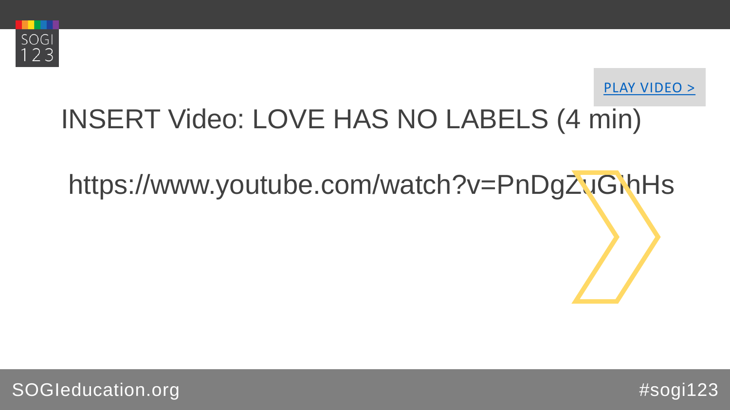PLAY VIDEO >

INSERT Video: LOVE HAS NO LABELS (4 min)

https://www.youtube.com/watch?v=PnDgZuGIhHs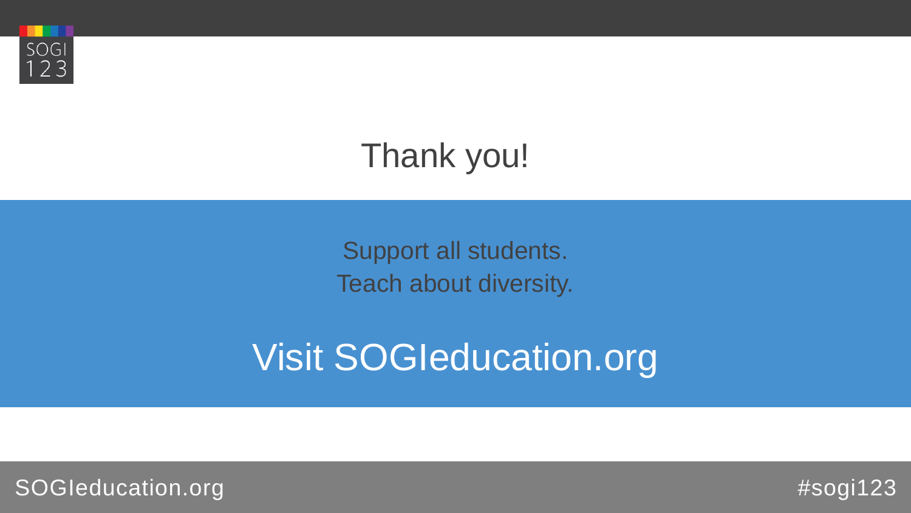# Thank you!

Support all students.
Teach about diversity.

## Visit SOGIeducation.org

SOGIeducation.org

#sogi123